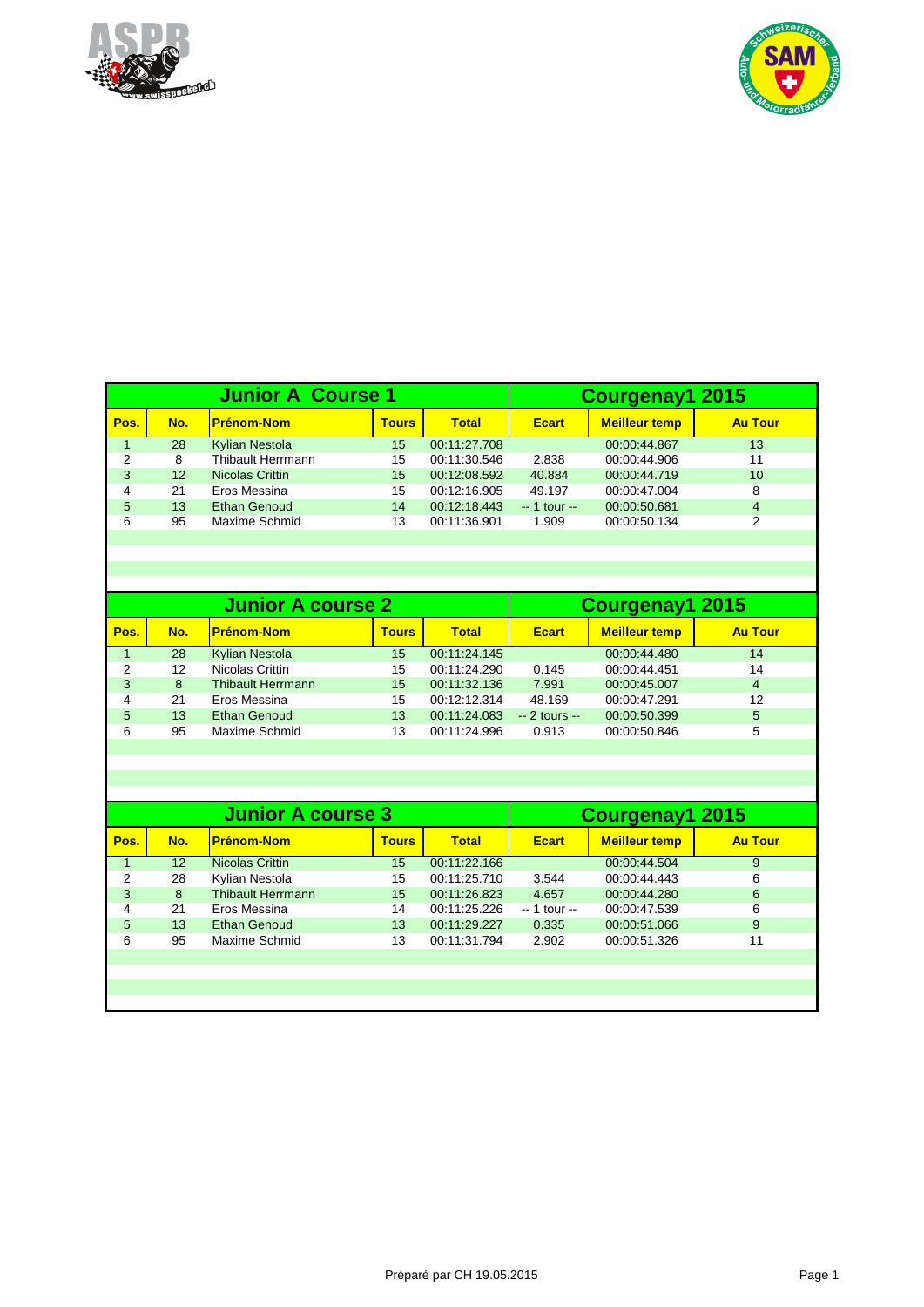## Junior A Course 1 — Courgenay1 2015

| Pos. | No. | Prénom-Nom | Tours | Total | Ecart | Meilleur temp | Au Tour |
|---|---|---|---|---|---|---|---|
| 1 | 28 | Kylian Nestola | 15 | 00:11:27.708 | | 00:00:44.867 | 13 |
| 2 | 8 | Thibault Herrmann | 15 | 00:11:30.546 | 2.838 | 00:00:44.906 | 11 |
| 3 | 12 | Nicolas Crittin | 15 | 00:12:08.592 | 40.884 | 00:00:44.719 | 10 |
| 4 | 21 | Eros Messina | 15 | 00:12:16.905 | 49.197 | 00:00:47.004 | 8 |
| 5 | 13 | Ethan Genoud | 14 | 00:12:18.443 | -- 1 tour -- | 00:00:50.681 | 4 |
| 6 | 95 | Maxime Schmid | 13 | 00:11:36.901 | 1.909 | 00:00:50.134 | 2 |

## Junior A course 2 — Courgenay1 2015

| Pos. | No. | Prénom-Nom | Tours | Total | Ecart | Meilleur temp | Au Tour |
|---|---|---|---|---|---|---|---|
| 1 | 28 | Kylian Nestola | 15 | 00:11:24.145 | | 00:00:44.480 | 14 |
| 2 | 12 | Nicolas Crittin | 15 | 00:11:24.290 | 0.145 | 00:00:44.451 | 14 |
| 3 | 8 | Thibault Herrmann | 15 | 00:11:32.136 | 7.991 | 00:00:45.007 | 4 |
| 4 | 21 | Eros Messina | 15 | 00:12:12.314 | 48.169 | 00:00:47.291 | 12 |
| 5 | 13 | Ethan Genoud | 13 | 00:11:24.083 | -- 2 tours -- | 00:00:50.399 | 5 |
| 6 | 95 | Maxime Schmid | 13 | 00:11:24.996 | 0.913 | 00:00:50.846 | 5 |

## Junior A course 3 — Courgenay1 2015

| Pos. | No. | Prénom-Nom | Tours | Total | Ecart | Meilleur temp | Au Tour |
|---|---|---|---|---|---|---|---|
| 1 | 12 | Nicolas Crittin | 15 | 00:11:22.166 | | 00:00:44.504 | 9 |
| 2 | 28 | Kylian Nestola | 15 | 00:11:25.710 | 3.544 | 00:00:44.443 | 6 |
| 3 | 8 | Thibault Herrmann | 15 | 00:11:26.823 | 4.657 | 00:00:44.280 | 6 |
| 4 | 21 | Eros Messina | 14 | 00:11:25.226 | -- 1 tour -- | 00:00:47.539 | 6 |
| 5 | 13 | Ethan Genoud | 13 | 00:11:29.227 | 0.335 | 00:00:51.066 | 9 |
| 6 | 95 | Maxime Schmid | 13 | 00:11:31.794 | 2.902 | 00:00:51.326 | 11 |

Préparé par CH 19.05.2015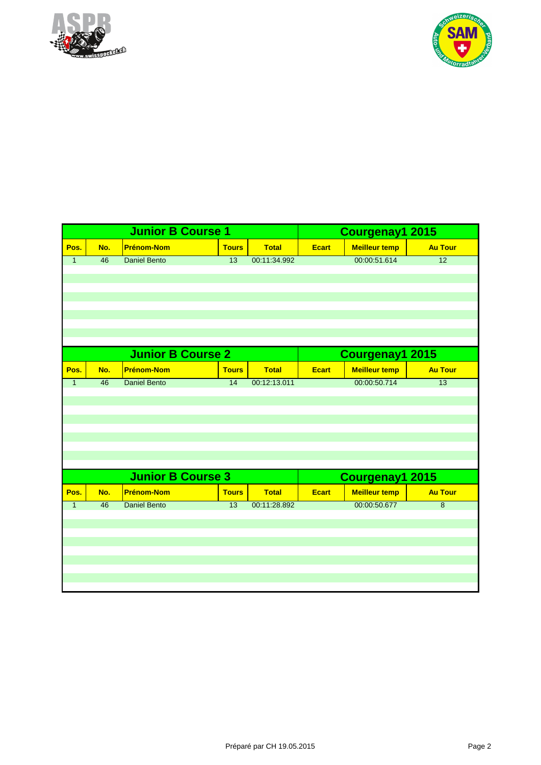## Junior B Course 1 — Courgenay1 2015

| Pos. | No. | Prénom-Nom | Tours | Total | Ecart | Meilleur temp | Au Tour |
|---|---|---|---|---|---|---|---|
| 1 | 46 | Daniel Bento | 13 | 00:11:34.992 | | 00:00:51.614 | 12 |

## Junior B Course 2 — Courgenay1 2015

| Pos. | No. | Prénom-Nom | Tours | Total | Ecart | Meilleur temp | Au Tour |
|---|---|---|---|---|---|---|---|
| 1 | 46 | Daniel Bento | 14 | 00:12:13.011 | | 00:00:50.714 | 13 |

## Junior B Course 3 — Courgenay1 2015

| Pos. | No. | Prénom-Nom | Tours | Total | Ecart | Meilleur temp | Au Tour |
|---|---|---|---|---|---|---|---|
| 1 | 46 | Daniel Bento | 13 | 00:11:28.892 | | 00:00:50.677 | 8 |

Préparé par CH 19.05.2015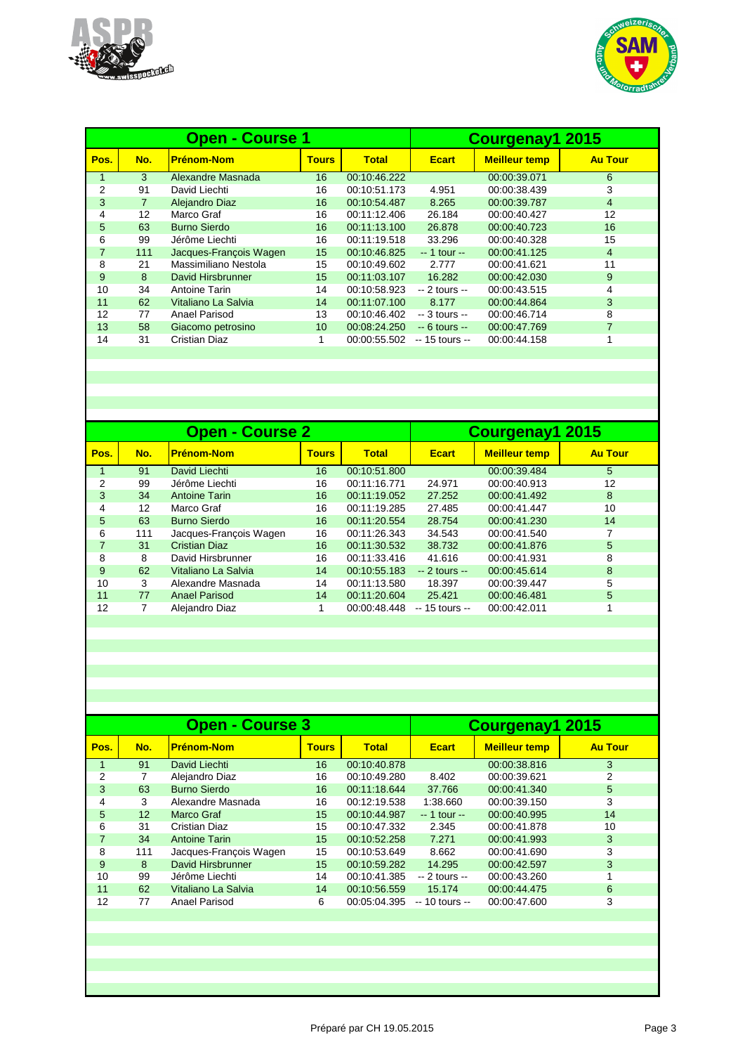## Open - Course 1 — Courgenay1 2015

| Pos. | No. | Prénom-Nom | Tours | Total | Ecart | Meilleur temp | Au Tour |
|---|---|---|---|---|---|---|---|
| 1 | 3 | Alexandre Masnada | 16 | 00:10:46.222 | | 00:00:39.071 | 6 |
| 2 | 91 | David Liechti | 16 | 00:10:51.173 | 4.951 | 00:00:38.439 | 3 |
| 3 | 7 | Alejandro Diaz | 16 | 00:10:54.487 | 8.265 | 00:00:39.787 | 4 |
| 4 | 12 | Marco Graf | 16 | 00:11:12.406 | 26.184 | 00:00:40.427 | 12 |
| 5 | 63 | Burno Sierdo | 16 | 00:11:13.100 | 26.878 | 00:00:40.723 | 16 |
| 6 | 99 | Jérôme Liechti | 16 | 00:11:19.518 | 33.296 | 00:00:40.328 | 15 |
| 7 | 111 | Jacques-François Wagen | 15 | 00:10:46.825 | -- 1 tour -- | 00:00:41.125 | 4 |
| 8 | 21 | Massimiliano Nestola | 15 | 00:10:49.602 | 2.777 | 00:00:41.621 | 11 |
| 9 | 8 | David Hirsbrunner | 15 | 00:11:03.107 | 16.282 | 00:00:42.030 | 9 |
| 10 | 34 | Antoine Tarin | 14 | 00:10:58.923 | -- 2 tours -- | 00:00:43.515 | 4 |
| 11 | 62 | Vitaliano La Salvia | 14 | 00:11:07.100 | 8.177 | 00:00:44.864 | 3 |
| 12 | 77 | Anael Parisod | 13 | 00:10:46.402 | -- 3 tours -- | 00:00:46.714 | 8 |
| 13 | 58 | Giacomo petrosino | 10 | 00:08:24.250 | -- 6 tours -- | 00:00:47.769 | 7 |
| 14 | 31 | Cristian Diaz | 1 | 00:00:55.502 | -- 15 tours -- | 00:00:44.158 | 1 |

## Open - Course 2 — Courgenay1 2015

| Pos. | No. | Prénom-Nom | Tours | Total | Ecart | Meilleur temp | Au Tour |
|---|---|---|---|---|---|---|---|
| 1 | 91 | David Liechti | 16 | 00:10:51.800 | | 00:00:39.484 | 5 |
| 2 | 99 | Jérôme Liechti | 16 | 00:11:16.771 | 24.971 | 00:00:40.913 | 12 |
| 3 | 34 | Antoine Tarin | 16 | 00:11:19.052 | 27.252 | 00:00:41.492 | 8 |
| 4 | 12 | Marco Graf | 16 | 00:11:19.285 | 27.485 | 00:00:41.447 | 10 |
| 5 | 63 | Burno Sierdo | 16 | 00:11:20.554 | 28.754 | 00:00:41.230 | 14 |
| 6 | 111 | Jacques-François Wagen | 16 | 00:11:26.343 | 34.543 | 00:00:41.540 | 7 |
| 7 | 31 | Cristian Diaz | 16 | 00:11:30.532 | 38.732 | 00:00:41.876 | 5 |
| 8 | 8 | David Hirsbrunner | 16 | 00:11:33.416 | 41.616 | 00:00:41.931 | 8 |
| 9 | 62 | Vitaliano La Salvia | 14 | 00:10:55.183 | -- 2 tours -- | 00:00:45.614 | 8 |
| 10 | 3 | Alexandre Masnada | 14 | 00:11:13.580 | 18.397 | 00:00:39.447 | 5 |
| 11 | 77 | Anael Parisod | 14 | 00:11:20.604 | 25.421 | 00:00:46.481 | 5 |
| 12 | 7 | Alejandro Diaz | 1 | 00:00:48.448 | -- 15 tours -- | 00:00:42.011 | 1 |

## Open - Course 3 — Courgenay1 2015

| Pos. | No. | Prénom-Nom | Tours | Total | Ecart | Meilleur temp | Au Tour |
|---|---|---|---|---|---|---|---|
| 1 | 91 | David Liechti | 16 | 00:10:40.878 | | 00:00:38.816 | 3 |
| 2 | 7 | Alejandro Diaz | 16 | 00:10:49.280 | 8.402 | 00:00:39.621 | 2 |
| 3 | 63 | Burno Sierdo | 16 | 00:11:18.644 | 37.766 | 00:00:41.340 | 5 |
| 4 | 3 | Alexandre Masnada | 16 | 00:12:19.538 | 1:38.660 | 00:00:39.150 | 3 |
| 5 | 12 | Marco Graf | 15 | 00:10:44.987 | -- 1 tour -- | 00:00:40.995 | 14 |
| 6 | 31 | Cristian Diaz | 15 | 00:10:47.332 | 2.345 | 00:00:41.878 | 10 |
| 7 | 34 | Antoine Tarin | 15 | 00:10:52.258 | 7.271 | 00:00:41.993 | 3 |
| 8 | 111 | Jacques-François Wagen | 15 | 00:10:53.649 | 8.662 | 00:00:41.690 | 3 |
| 9 | 8 | David Hirsbrunner | 15 | 00:10:59.282 | 14.295 | 00:00:42.597 | 3 |
| 10 | 99 | Jérôme Liechti | 14 | 00:10:41.385 | -- 2 tours -- | 00:00:43.260 | 1 |
| 11 | 62 | Vitaliano La Salvia | 14 | 00:10:56.559 | 15.174 | 00:00:44.475 | 6 |
| 12 | 77 | Anael Parisod | 6 | 00:05:04.395 | -- 10 tours -- | 00:00:47.600 | 3 |

Préparé par CH 19.05.2015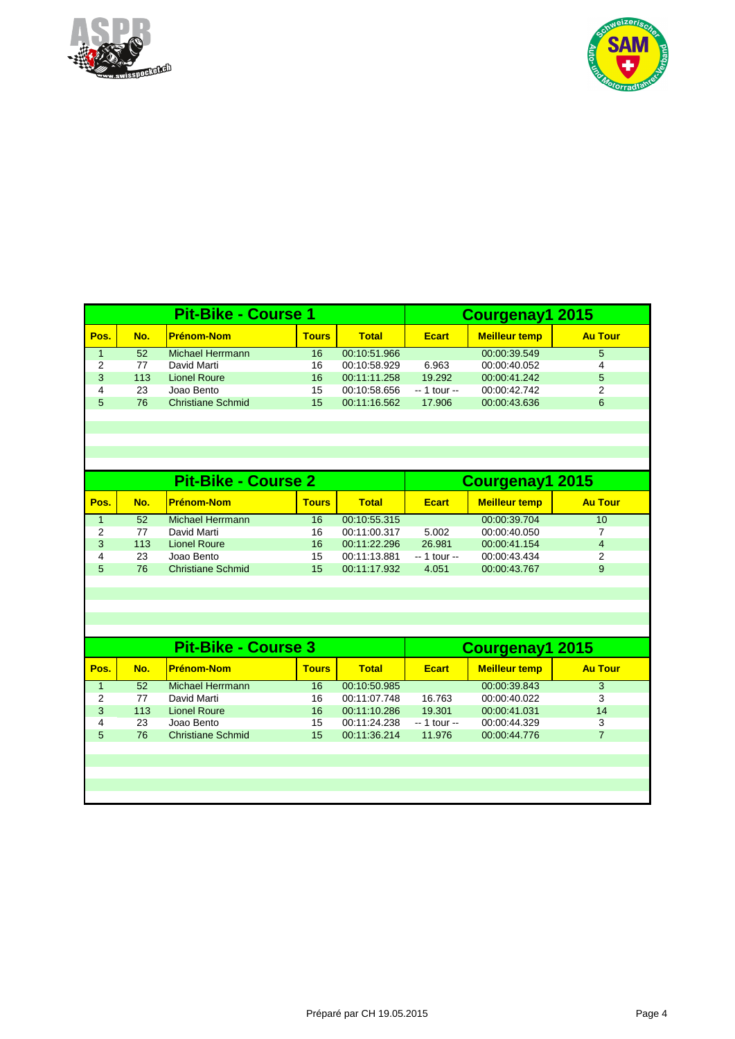## Pit-Bike - Course 1 — Courgenay1 2015

| Pos. | No. | Prénom-Nom | Tours | Total | Ecart | Meilleur temp | Au Tour |
|---|---|---|---|---|---|---|---|
| 1 | 52 | Michael Herrmann | 16 | 00:10:51.966 | | 00:00:39.549 | 5 |
| 2 | 77 | David Marti | 16 | 00:10:58.929 | 6.963 | 00:00:40.052 | 4 |
| 3 | 113 | Lionel Roure | 16 | 00:11:11.258 | 19.292 | 00:00:41.242 | 5 |
| 4 | 23 | Joao Bento | 15 | 00:10:58.656 | -- 1 tour -- | 00:00:42.742 | 2 |
| 5 | 76 | Christiane Schmid | 15 | 00:11:16.562 | 17.906 | 00:00:43.636 | 6 |

## Pit-Bike - Course 2 — Courgenay1 2015

| Pos. | No. | Prénom-Nom | Tours | Total | Ecart | Meilleur temp | Au Tour |
|---|---|---|---|---|---|---|---|
| 1 | 52 | Michael Herrmann | 16 | 00:10:55.315 | | 00:00:39.704 | 10 |
| 2 | 77 | David Marti | 16 | 00:11:00.317 | 5.002 | 00:00:40.050 | 7 |
| 3 | 113 | Lionel Roure | 16 | 00:11:22.296 | 26.981 | 00:00:41.154 | 4 |
| 4 | 23 | Joao Bento | 15 | 00:11:13.881 | -- 1 tour -- | 00:00:43.434 | 2 |
| 5 | 76 | Christiane Schmid | 15 | 00:11:17.932 | 4.051 | 00:00:43.767 | 9 |

## Pit-Bike - Course 3 — Courgenay1 2015

| Pos. | No. | Prénom-Nom | Tours | Total | Ecart | Meilleur temp | Au Tour |
|---|---|---|---|---|---|---|---|
| 1 | 52 | Michael Herrmann | 16 | 00:10:50.985 | | 00:00:39.843 | 3 |
| 2 | 77 | David Marti | 16 | 00:11:07.748 | 16.763 | 00:00:40.022 | 3 |
| 3 | 113 | Lionel Roure | 16 | 00:11:10.286 | 19.301 | 00:00:41.031 | 14 |
| 4 | 23 | Joao Bento | 15 | 00:11:24.238 | -- 1 tour -- | 00:00:44.329 | 3 |
| 5 | 76 | Christiane Schmid | 15 | 00:11:36.214 | 11.976 | 00:00:44.776 | 7 |

Préparé par CH 19.05.2015